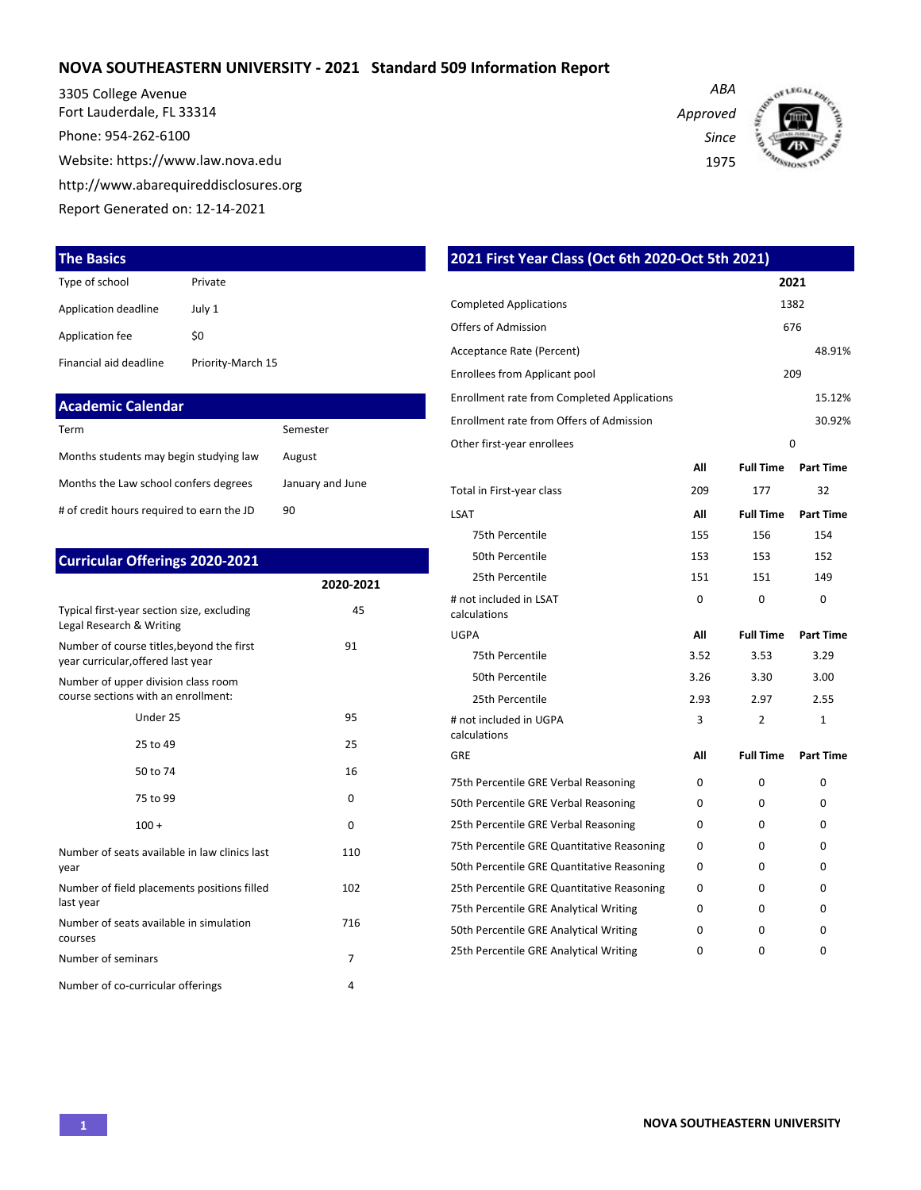# NOVA SOUTHEASTERN UNIVERSITY - 2021 Standard 509 Information Report

3305 College Avenue
Fort Lauderdale, FL 33314
Phone: 954-262-6100
Website: https://www.law.nova.edu
http://www.abarequireddisclosures.org
Report Generated on: 12-14-2021

*ABA Approved Since 1975*

## The Basics

| | |
|---|---|
| Type of school | Private |
| Application deadline | July 1 |
| Application fee | $0 |
| Financial aid deadline | Priority-March 15 |

## Academic Calendar

| | |
|---|---|
| Term | Semester |
| Months students may begin studying law | August |
| Months the Law school confers degrees | January and June |
| # of credit hours required to earn the JD | 90 |

## Curricular Offerings 2020-2021

| | 2020-2021 |
|---|---|
| Typical first-year section size, excluding Legal Research & Writing | 45 |
| Number of course titles,beyond the first year curricular,offered last year | 91 |
| Number of upper division class room course sections with an enrollment: | |
| Under 25 | 95 |
| 25 to 49 | 25 |
| 50 to 74 | 16 |
| 75 to 99 | 0 |
| 100 + | 0 |
| Number of seats available in law clinics last year | 110 |
| Number of field placements positions filled last year | 102 |
| Number of seats available in simulation courses | 716 |
| Number of seminars | 7 |
| Number of co-curricular offerings | 4 |

## 2021 First Year Class (Oct 6th 2020-Oct 5th 2021)

| | 2021 |
|---|---|
| Completed Applications | 1382 |
| Offers of Admission | 676 |
| Acceptance Rate (Percent) | 48.91% |
| Enrollees from Applicant pool | 209 |
| Enrollment rate from Completed Applications | 15.12% |
| Enrollment rate from Offers of Admission | 30.92% |
| Other first-year enrollees | 0 |

| | All | Full Time | Part Time |
|---|---|---|---|
| Total in First-year class | 209 | 177 | 32 |
| **LSAT** | **All** | **Full Time** | **Part Time** |
| 75th Percentile | 155 | 156 | 154 |
| 50th Percentile | 153 | 153 | 152 |
| 25th Percentile | 151 | 151 | 149 |
| # not included in LSAT calculations | 0 | 0 | 0 |
| **UGPA** | **All** | **Full Time** | **Part Time** |
| 75th Percentile | 3.52 | 3.53 | 3.29 |
| 50th Percentile | 3.26 | 3.30 | 3.00 |
| 25th Percentile | 2.93 | 2.97 | 2.55 |
| # not included in UGPA calculations | 3 | 2 | 1 |
| **GRE** | **All** | **Full Time** | **Part Time** |
| 75th Percentile GRE Verbal Reasoning | 0 | 0 | 0 |
| 50th Percentile GRE Verbal Reasoning | 0 | 0 | 0 |
| 25th Percentile GRE Verbal Reasoning | 0 | 0 | 0 |
| 75th Percentile GRE Quantitative Reasoning | 0 | 0 | 0 |
| 50th Percentile GRE Quantitative Reasoning | 0 | 0 | 0 |
| 25th Percentile GRE Quantitative Reasoning | 0 | 0 | 0 |
| 75th Percentile GRE Analytical Writing | 0 | 0 | 0 |
| 50th Percentile GRE Analytical Writing | 0 | 0 | 0 |
| 25th Percentile GRE Analytical Writing | 0 | 0 | 0 |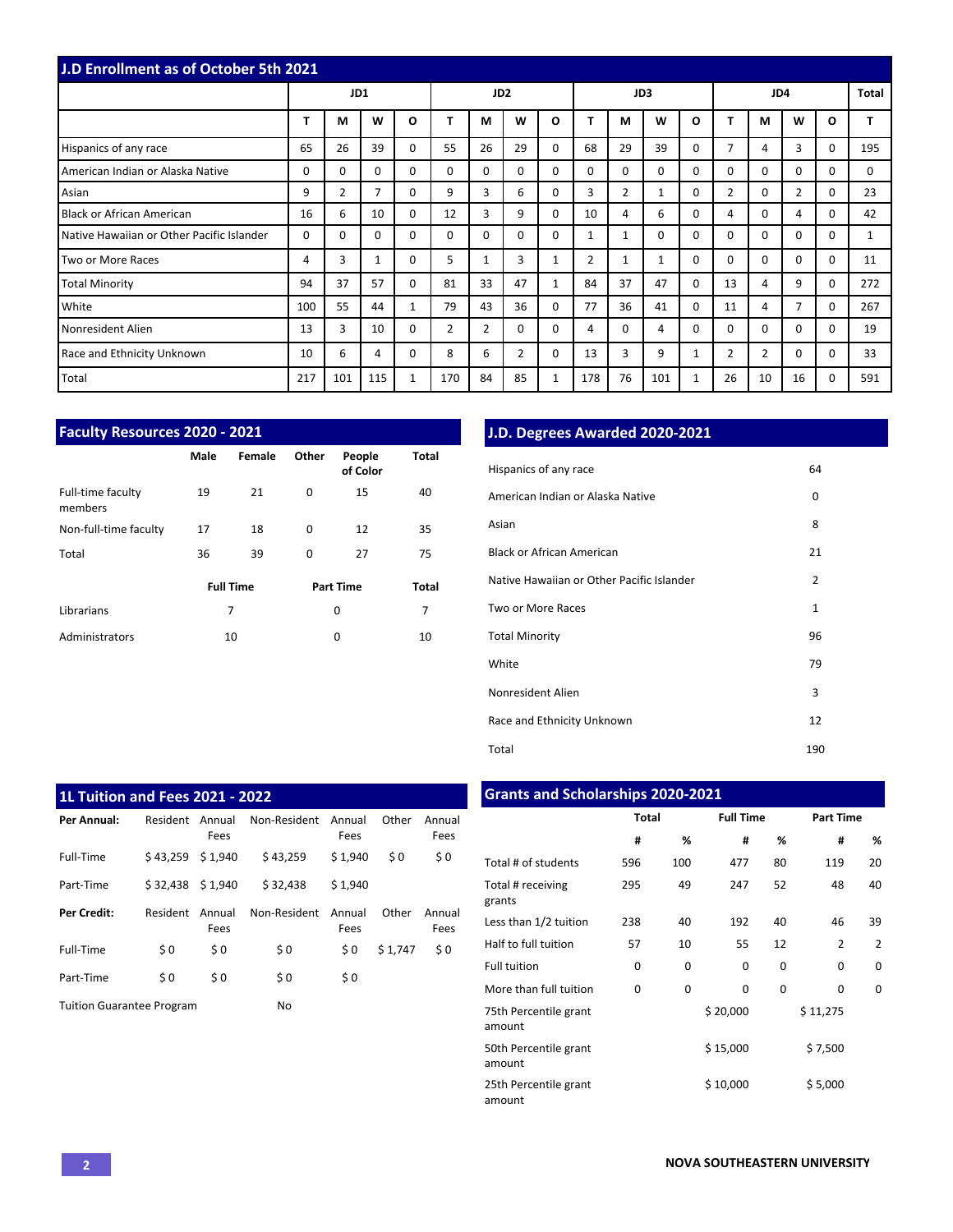## J.D Enrollment as of October 5th 2021

| | JD1 | | | | JD2 | | | | JD3 | | | | JD4 | | | | Total |
|---|---|---|---|---|---|---|---|---|---|---|---|---|---|---|---|---|---|
| | T | M | W | O | T | M | W | O | T | M | W | O | T | M | W | O | T |
| Hispanics of any race | 65 | 26 | 39 | 0 | 55 | 26 | 29 | 0 | 68 | 29 | 39 | 0 | 7 | 4 | 3 | 0 | 195 |
| American Indian or Alaska Native | 0 | 0 | 0 | 0 | 0 | 0 | 0 | 0 | 0 | 0 | 0 | 0 | 0 | 0 | 0 | 0 | 0 |
| Asian | 9 | 2 | 7 | 0 | 9 | 3 | 6 | 0 | 3 | 2 | 1 | 0 | 2 | 0 | 2 | 0 | 23 |
| Black or African American | 16 | 6 | 10 | 0 | 12 | 3 | 9 | 0 | 10 | 4 | 6 | 0 | 4 | 0 | 4 | 0 | 42 |
| Native Hawaiian or Other Pacific Islander | 0 | 0 | 0 | 0 | 0 | 0 | 0 | 0 | 1 | 1 | 0 | 0 | 0 | 0 | 0 | 0 | 1 |
| Two or More Races | 4 | 3 | 1 | 0 | 5 | 1 | 3 | 1 | 2 | 1 | 1 | 0 | 0 | 0 | 0 | 0 | 11 |
| Total Minority | 94 | 37 | 57 | 0 | 81 | 33 | 47 | 1 | 84 | 37 | 47 | 0 | 13 | 4 | 9 | 0 | 272 |
| White | 100 | 55 | 44 | 1 | 79 | 43 | 36 | 0 | 77 | 36 | 41 | 0 | 11 | 4 | 7 | 0 | 267 |
| Nonresident Alien | 13 | 3 | 10 | 0 | 2 | 2 | 0 | 0 | 4 | 0 | 4 | 0 | 0 | 0 | 0 | 0 | 19 |
| Race and Ethnicity Unknown | 10 | 6 | 4 | 0 | 8 | 6 | 2 | 0 | 13 | 3 | 9 | 1 | 2 | 2 | 0 | 0 | 33 |
| Total | 217 | 101 | 115 | 1 | 170 | 84 | 85 | 1 | 178 | 76 | 101 | 1 | 26 | 10 | 16 | 0 | 591 |

## Faculty Resources 2020 - 2021

| | Male | Female | Other | People of Color | Total |
|---|---|---|---|---|---|
| Full-time faculty members | 19 | 21 | 0 | 15 | 40 |
| Non-full-time faculty | 17 | 18 | 0 | 12 | 35 |
| Total | 36 | 39 | 0 | 27 | 75 |

| | Full Time | Part Time | Total |
|---|---|---|---|
| Librarians | 7 | 0 | 7 |
| Administrators | 10 | 0 | 10 |

## J.D. Degrees Awarded 2020-2021

| | |
|---|---|
| Hispanics of any race | 64 |
| American Indian or Alaska Native | 0 |
| Asian | 8 |
| Black or African American | 21 |
| Native Hawaiian or Other Pacific Islander | 2 |
| Two or More Races | 1 |
| Total Minority | 96 |
| White | 79 |
| Nonresident Alien | 3 |
| Race and Ethnicity Unknown | 12 |
| Total | 190 |

## 1L Tuition and Fees 2021 - 2022

| **Per Annual:** | Resident | Annual Fees | Non-Resident | Annual Fees | Other | Annual Fees |
|---|---|---|---|---|---|---|
| Full-Time | $ 43,259 | $ 1,940 | $ 43,259 | $ 1,940 | $ 0 | $ 0 |
| Part-Time | $ 32,438 | $ 1,940 | $ 32,438 | $ 1,940 | | |
| **Per Credit:** | Resident | Annual Fees | Non-Resident | Annual Fees | Other | Annual Fees |
| Full-Time | $ 0 | $ 0 | $ 0 | $ 0 | $ 1,747 | $ 0 |
| Part-Time | $ 0 | $ 0 | $ 0 | $ 0 | | |

Tuition Guarantee Program: No

## Grants and Scholarships 2020-2021

| | Total | | Full Time | | Part Time | |
|---|---|---|---|---|---|---|
| | # | % | # | % | # | % |
| Total # of students | 596 | 100 | 477 | 80 | 119 | 20 |
| Total # receiving grants | 295 | 49 | 247 | 52 | 48 | 40 |
| Less than 1/2 tuition | 238 | 40 | 192 | 40 | 46 | 39 |
| Half to full tuition | 57 | 10 | 55 | 12 | 2 | 2 |
| Full tuition | 0 | 0 | 0 | 0 | 0 | 0 |
| More than full tuition | 0 | 0 | 0 | 0 | 0 | 0 |
| 75th Percentile grant amount | | | $ 20,000 | | $ 11,275 | |
| 50th Percentile grant amount | | | $ 15,000 | | $ 7,500 | |
| 25th Percentile grant amount | | | $ 10,000 | | $ 5,000 | |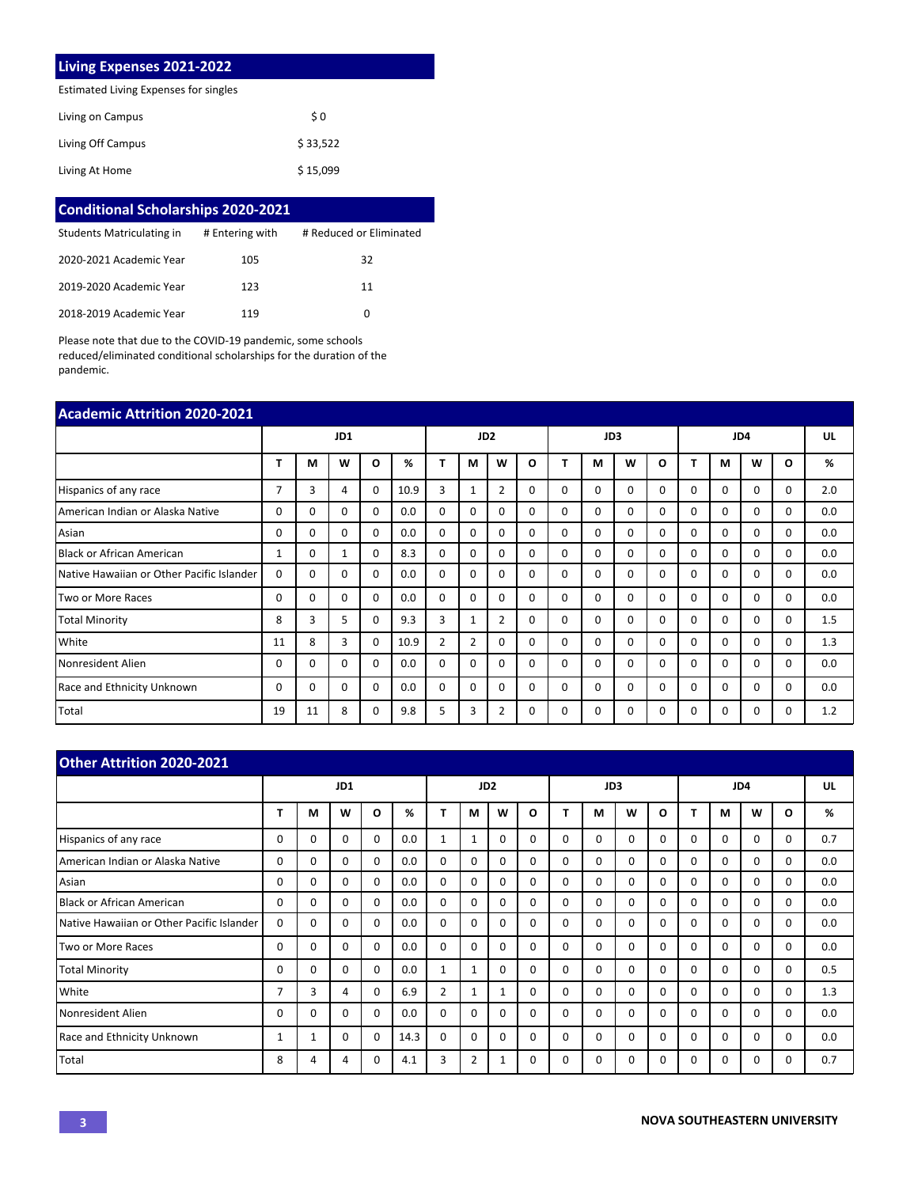## Living Expenses 2021-2022

| Estimated Living Expenses for singles | |
|---|---|
| Living on Campus | $ 0 |
| Living Off Campus | $ 33,522 |
| Living At Home | $ 15,099 |

## Conditional Scholarships 2020-2021

| Students Matriculating in | # Entering with | # Reduced or Eliminated |
|---|---|---|
| 2020-2021 Academic Year | 105 | 32 |
| 2019-2020 Academic Year | 123 | 11 |
| 2018-2019 Academic Year | 119 | 0 |

Please note that due to the COVID-19 pandemic, some schools reduced/eliminated conditional scholarships for the duration of the pandemic.

## Academic Attrition 2020-2021

| | JD1 | | | | | JD2 | | | | JD3 | | | | JD4 | | | | UL |
|---|---|---|---|---|---|---|---|---|---|---|---|---|---|---|---|---|---|---|
| | T | M | W | O | % | T | M | W | O | T | M | W | O | T | M | W | O | % |
| Hispanics of any race | 7 | 3 | 4 | 0 | 10.9 | 3 | 1 | 2 | 0 | 0 | 0 | 0 | 0 | 0 | 0 | 0 | 0 | 2.0 |
| American Indian or Alaska Native | 0 | 0 | 0 | 0 | 0.0 | 0 | 0 | 0 | 0 | 0 | 0 | 0 | 0 | 0 | 0 | 0 | 0 | 0.0 |
| Asian | 0 | 0 | 0 | 0 | 0.0 | 0 | 0 | 0 | 0 | 0 | 0 | 0 | 0 | 0 | 0 | 0 | 0 | 0.0 |
| Black or African American | 1 | 0 | 1 | 0 | 8.3 | 0 | 0 | 0 | 0 | 0 | 0 | 0 | 0 | 0 | 0 | 0 | 0 | 0.0 |
| Native Hawaiian or Other Pacific Islander | 0 | 0 | 0 | 0 | 0.0 | 0 | 0 | 0 | 0 | 0 | 0 | 0 | 0 | 0 | 0 | 0 | 0 | 0.0 |
| Two or More Races | 0 | 0 | 0 | 0 | 0.0 | 0 | 0 | 0 | 0 | 0 | 0 | 0 | 0 | 0 | 0 | 0 | 0 | 0.0 |
| Total Minority | 8 | 3 | 5 | 0 | 9.3 | 3 | 1 | 2 | 0 | 0 | 0 | 0 | 0 | 0 | 0 | 0 | 0 | 1.5 |
| White | 11 | 8 | 3 | 0 | 10.9 | 2 | 2 | 0 | 0 | 0 | 0 | 0 | 0 | 0 | 0 | 0 | 0 | 1.3 |
| Nonresident Alien | 0 | 0 | 0 | 0 | 0.0 | 0 | 0 | 0 | 0 | 0 | 0 | 0 | 0 | 0 | 0 | 0 | 0 | 0.0 |
| Race and Ethnicity Unknown | 0 | 0 | 0 | 0 | 0.0 | 0 | 0 | 0 | 0 | 0 | 0 | 0 | 0 | 0 | 0 | 0 | 0 | 0.0 |
| Total | 19 | 11 | 8 | 0 | 9.8 | 5 | 3 | 2 | 0 | 0 | 0 | 0 | 0 | 0 | 0 | 0 | 0 | 1.2 |

## Other Attrition 2020-2021

| | JD1 | | | | | JD2 | | | | JD3 | | | | JD4 | | | | UL |
|---|---|---|---|---|---|---|---|---|---|---|---|---|---|---|---|---|---|---|
| | T | M | W | O | % | T | M | W | O | T | M | W | O | T | M | W | O | % |
| Hispanics of any race | 0 | 0 | 0 | 0 | 0.0 | 1 | 1 | 0 | 0 | 0 | 0 | 0 | 0 | 0 | 0 | 0 | 0 | 0.7 |
| American Indian or Alaska Native | 0 | 0 | 0 | 0 | 0.0 | 0 | 0 | 0 | 0 | 0 | 0 | 0 | 0 | 0 | 0 | 0 | 0 | 0.0 |
| Asian | 0 | 0 | 0 | 0 | 0.0 | 0 | 0 | 0 | 0 | 0 | 0 | 0 | 0 | 0 | 0 | 0 | 0 | 0.0 |
| Black or African American | 0 | 0 | 0 | 0 | 0.0 | 0 | 0 | 0 | 0 | 0 | 0 | 0 | 0 | 0 | 0 | 0 | 0 | 0.0 |
| Native Hawaiian or Other Pacific Islander | 0 | 0 | 0 | 0 | 0.0 | 0 | 0 | 0 | 0 | 0 | 0 | 0 | 0 | 0 | 0 | 0 | 0 | 0.0 |
| Two or More Races | 0 | 0 | 0 | 0 | 0.0 | 0 | 0 | 0 | 0 | 0 | 0 | 0 | 0 | 0 | 0 | 0 | 0 | 0.0 |
| Total Minority | 0 | 0 | 0 | 0 | 0.0 | 1 | 1 | 0 | 0 | 0 | 0 | 0 | 0 | 0 | 0 | 0 | 0 | 0.5 |
| White | 7 | 3 | 4 | 0 | 6.9 | 2 | 1 | 1 | 0 | 0 | 0 | 0 | 0 | 0 | 0 | 0 | 0 | 1.3 |
| Nonresident Alien | 0 | 0 | 0 | 0 | 0.0 | 0 | 0 | 0 | 0 | 0 | 0 | 0 | 0 | 0 | 0 | 0 | 0 | 0.0 |
| Race and Ethnicity Unknown | 1 | 1 | 0 | 0 | 14.3 | 0 | 0 | 0 | 0 | 0 | 0 | 0 | 0 | 0 | 0 | 0 | 0 | 0.0 |
| Total | 8 | 4 | 4 | 0 | 4.1 | 3 | 2 | 1 | 0 | 0 | 0 | 0 | 0 | 0 | 0 | 0 | 0 | 0.7 |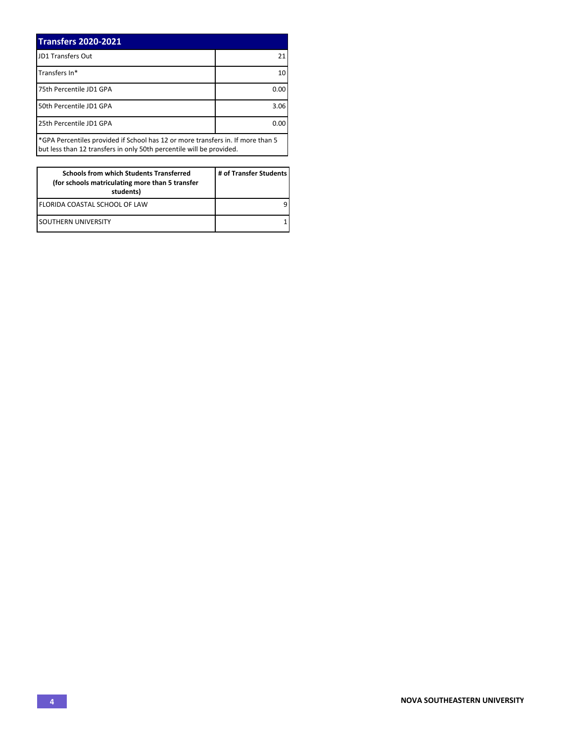| Transfers 2020-2021 | |
|---|---|
| JD1 Transfers Out | 21 |
| Transfers In* | 10 |
| 75th Percentile JD1 GPA | 0.00 |
| 50th Percentile JD1 GPA | 3.06 |
| 25th Percentile JD1 GPA | 0.00 |

*GPA Percentiles provided if School has 12 or more transfers in. If more than 5 but less than 12 transfers in only 50th percentile will be provided.

| Schools from which Students Transferred (for schools matriculating more than 5 transfer students) | # of Transfer Students |
|---|---|
| FLORIDA COASTAL SCHOOL OF LAW | 9 |
| SOUTHERN UNIVERSITY | 1 |